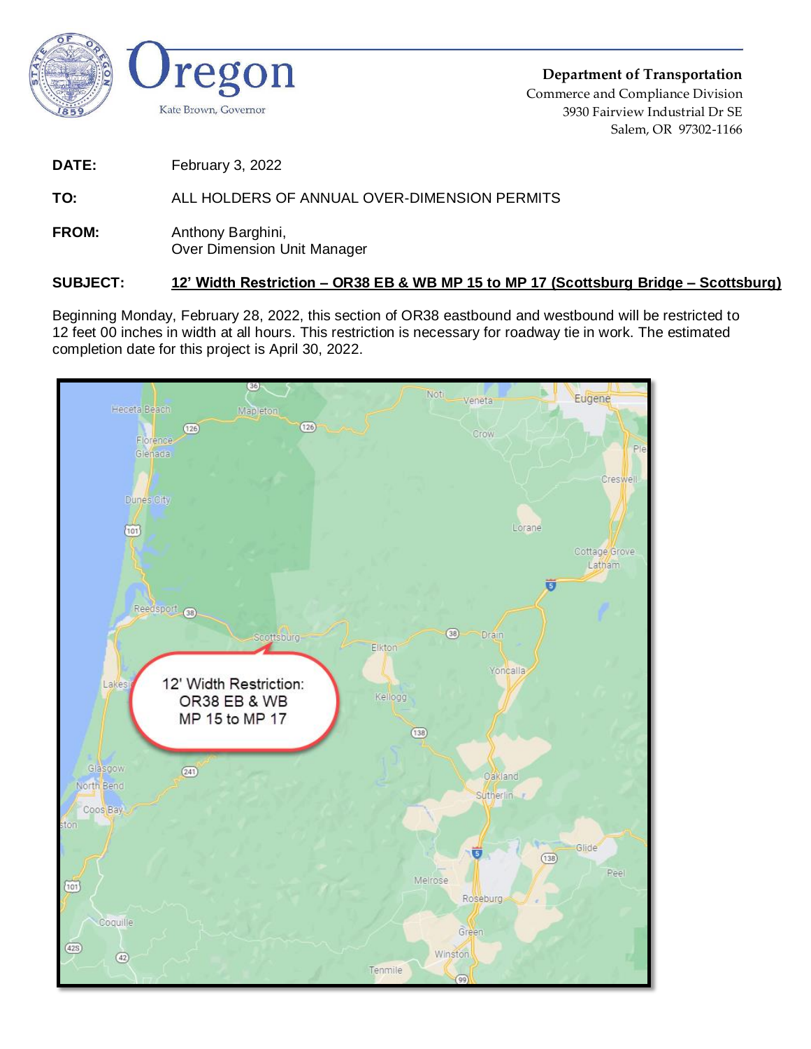Oregon

Kate Brown, Governor

**Department of Transportation**
Commerce and Compliance Division
3930 Fairview Industrial Dr SE
Salem, OR 97302-1166

**DATE:** February 3, 2022

**TO:** ALL HOLDERS OF ANNUAL OVER-DIMENSION PERMITS

**FROM:** Anthony Barghini,
Over Dimension Unit Manager

**SUBJECT:** **12' Width Restriction – OR38 EB & WB MP 15 to MP 17 (Scottsburg Bridge – Scottsburg)**

Beginning Monday, February 28, 2022, this section of OR38 eastbound and westbound will be restricted to 12 feet 00 inches in width at all hours. This restriction is necessary for roadway tie in work. The estimated completion date for this project is April 30, 2022.

12' Width Restriction:
OR38 EB & WB
MP 15 to MP 17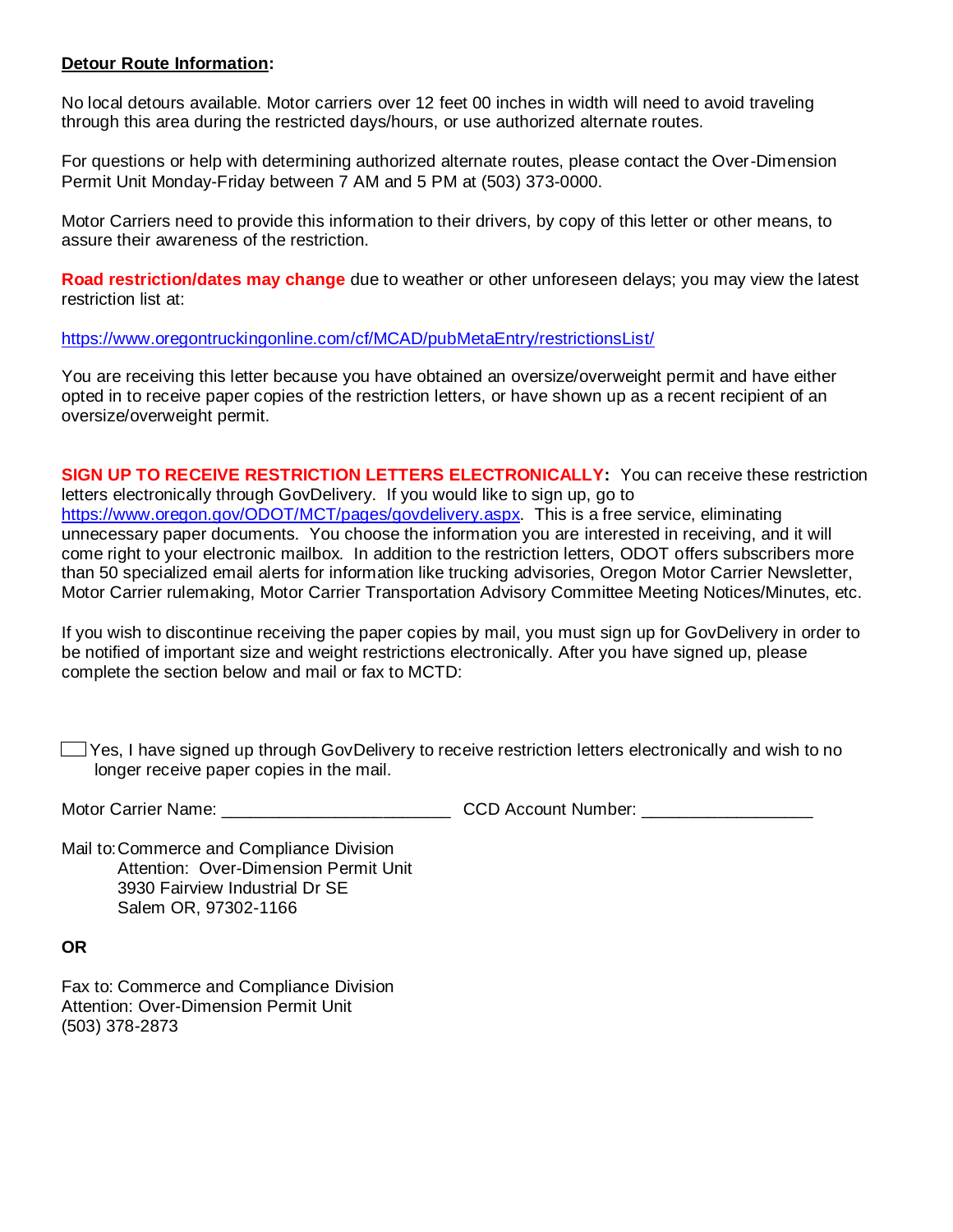**Detour Route Information:**

No local detours available. Motor carriers over 12 feet 00 inches in width will need to avoid traveling through this area during the restricted days/hours, or use authorized alternate routes.

For questions or help with determining authorized alternate routes, please contact the Over-Dimension Permit Unit Monday-Friday between 7 AM and 5 PM at (503) 373-0000.

Motor Carriers need to provide this information to their drivers, by copy of this letter or other means, to assure their awareness of the restriction.

**Road restriction/dates may change** due to weather or other unforeseen delays; you may view the latest restriction list at:

https://www.oregontruckingonline.com/cf/MCAD/pubMetaEntry/restrictionsList/

You are receiving this letter because you have obtained an oversize/overweight permit and have either opted in to receive paper copies of the restriction letters, or have shown up as a recent recipient of an oversize/overweight permit.

**SIGN UP TO RECEIVE RESTRICTION LETTERS ELECTRONICALLY:** You can receive these restriction letters electronically through GovDelivery. If you would like to sign up, go to https://www.oregon.gov/ODOT/MCT/pages/govdelivery.aspx. This is a free service, eliminating unnecessary paper documents. You choose the information you are interested in receiving, and it will come right to your electronic mailbox. In addition to the restriction letters, ODOT offers subscribers more than 50 specialized email alerts for information like trucking advisories, Oregon Motor Carrier Newsletter, Motor Carrier rulemaking, Motor Carrier Transportation Advisory Committee Meeting Notices/Minutes, etc.

If you wish to discontinue receiving the paper copies by mail, you must sign up for GovDelivery in order to be notified of important size and weight restrictions electronically. After you have signed up, please complete the section below and mail or fax to MCTD:

☐ Yes, I have signed up through GovDelivery to receive restriction letters electronically and wish to no longer receive paper copies in the mail.

Motor Carrier Name: ________________________ CCD Account Number: __________________

Mail to: Commerce and Compliance Division
Attention: Over-Dimension Permit Unit
3930 Fairview Industrial Dr SE
Salem OR, 97302-1166

**OR**

Fax to: Commerce and Compliance Division
Attention: Over-Dimension Permit Unit
(503) 378-2873